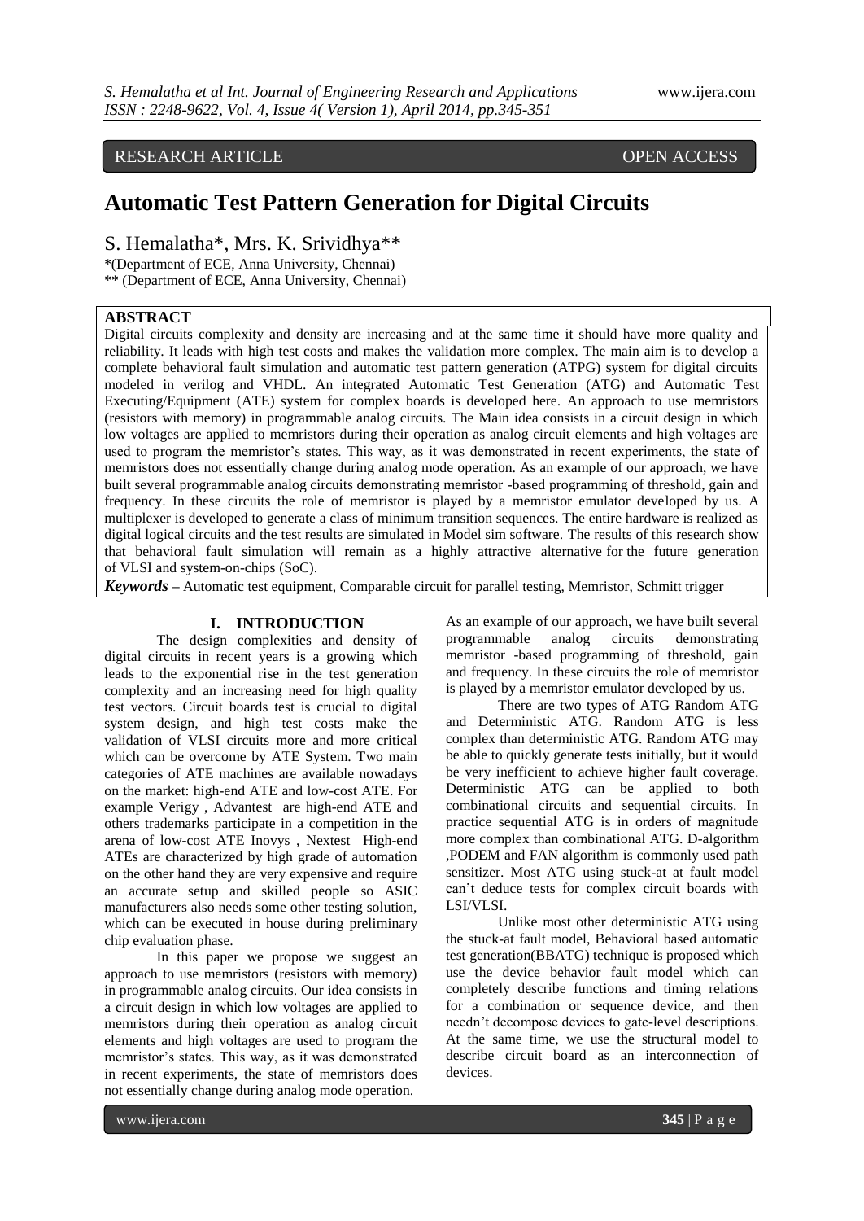RESEARCH ARTICLE OPEN ACCESS

# Automatic Test Pattern Generation for Digital Circuits

S. Hemalatha*, Mrs. K. Srividhya**

*(Department of ECE, Anna University, Chennai)
** (Department of ECE, Anna University, Chennai)

## ABSTRACT

Digital circuits complexity and density are increasing and at the same time it should have more quality and reliability. It leads with high test costs and makes the validation more complex. The main aim is to develop a complete behavioral fault simulation and automatic test pattern generation (ATPG) system for digital circuits modeled in verilog and VHDL. An integrated Automatic Test Generation (ATG) and Automatic Test Executing/Equipment (ATE) system for complex boards is developed here. An approach to use memristors (resistors with memory) in programmable analog circuits. The Main idea consists in a circuit design in which low voltages are applied to memristors during their operation as analog circuit elements and high voltages are used to program the memristor's states. This way, as it was demonstrated in recent experiments, the state of memristors does not essentially change during analog mode operation. As an example of our approach, we have built several programmable analog circuits demonstrating memristor -based programming of threshold, gain and frequency. In these circuits the role of memristor is played by a memristor emulator developed by us. A multiplexer is developed to generate a class of minimum transition sequences. The entire hardware is realized as digital logical circuits and the test results are simulated in Model sim software. The results of this research show that behavioral fault simulation will remain as a highly attractive alternative for the future generation of VLSI and system-on-chips (SoC).

***Keywords*** – Automatic test equipment, Comparable circuit for parallel testing, Memristor, Schmitt trigger

## I. INTRODUCTION

The design complexities and density of digital circuits in recent years is a growing which leads to the exponential rise in the test generation complexity and an increasing need for high quality test vectors. Circuit boards test is crucial to digital system design, and high test costs make the validation of VLSI circuits more and more critical which can be overcome by ATE System. Two main categories of ATE machines are available nowadays on the market: high-end ATE and low-cost ATE. For example Verigy , Advantest are high-end ATE and others trademarks participate in a competition in the arena of low-cost ATE Inovys , Nextest High-end ATEs are characterized by high grade of automation on the other hand they are very expensive and require an accurate setup and skilled people so ASIC manufacturers also needs some other testing solution, which can be executed in house during preliminary chip evaluation phase.

In this paper we propose we suggest an approach to use memristors (resistors with memory) in programmable analog circuits. Our idea consists in a circuit design in which low voltages are applied to memristors during their operation as analog circuit elements and high voltages are used to program the memristor's states. This way, as it was demonstrated in recent experiments, the state of memristors does not essentially change during analog mode operation. As an example of our approach, we have built several programmable analog circuits demonstrating memristor -based programming of threshold, gain and frequency. In these circuits the role of memristor is played by a memristor emulator developed by us.

There are two types of ATG Random ATG and Deterministic ATG. Random ATG is less complex than deterministic ATG. Random ATG may be able to quickly generate tests initially, but it would be very inefficient to achieve higher fault coverage. Deterministic ATG can be applied to both combinational circuits and sequential circuits. In practice sequential ATG is in orders of magnitude more complex than combinational ATG. D-algorithm ,PODEM and FAN algorithm is commonly used path sensitizer. Most ATG using stuck-at at fault model can't deduce tests for complex circuit boards with LSI/VLSI.

Unlike most other deterministic ATG using the stuck-at fault model, Behavioral based automatic test generation(BBATG) technique is proposed which use the device behavior fault model which can completely describe functions and timing relations for a combination or sequence device, and then needn't decompose devices to gate-level descriptions. At the same time, we use the structural model to describe circuit board as an interconnection of devices.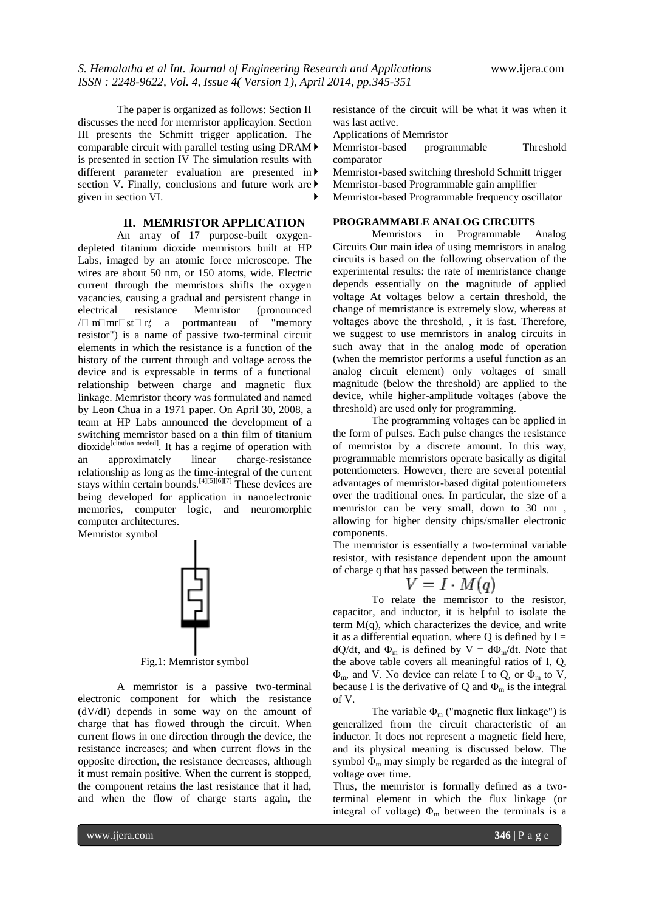The paper is organized as follows: Section II discusses the need for memristor applicayion. Section III presents the Schmitt trigger application. The comparable circuit with parallel testing using DRAM is presented in section IV The simulation results with different parameter evaluation are presented in section V. Finally, conclusions and future work are given in section VI.

## II. MEMRISTOR APPLICATION

An array of 17 purpose-built oxygen-depleted titanium dioxide memristors built at HP Labs, imaged by an atomic force microscope. The wires are about 50 nm, or 150 atoms, wide. Electric current through the memristors shifts the oxygen vacancies, causing a gradual and persistent change in electrical resistance Memristor (pronounced /□ m□mr□st□ r/; a portmanteau of "memory resistor") is a name of passive two-terminal circuit elements in which the resistance is a function of the history of the current through and voltage across the device and is expressable in terms of a functional relationship between charge and magnetic flux linkage. Memristor theory was formulated and named by Leon Chua in a 1971 paper. On April 30, 2008, a team at HP Labs announced the development of a switching memristor based on a thin film of titanium dioxide[citation needed]. It has a regime of operation with an approximately linear charge-resistance relationship as long as the time-integral of the current stays within certain bounds.[4][5][6][7] These devices are being developed for application in nanoelectronic memories, computer logic, and neuromorphic computer architectures.

Memristor symbol

Fig.1: Memristor symbol

A memristor is a passive two-terminal electronic component for which the resistance (dV/dI) depends in some way on the amount of charge that has flowed through the circuit. When current flows in one direction through the device, the resistance increases; and when current flows in the opposite direction, the resistance decreases, although it must remain positive. When the current is stopped, the component retains the last resistance that it had, and when the flow of charge starts again, the resistance of the circuit will be what it was when it was last active.

Applications of Memristor

Memristor-based programmable Threshold comparator

Memristor-based switching threshold Schmitt trigger

Memristor-based Programmable gain amplifier

Memristor-based Programmable frequency oscillator

**PROGRAMMABLE ANALOG CIRCUITS**

Memristors in Programmable Analog Circuits Our main idea of using memristors in analog circuits is based on the following observation of the experimental results: the rate of memristance change depends essentially on the magnitude of applied voltage At voltages below a certain threshold, the change of memristance is extremely slow, whereas at voltages above the threshold, , it is fast. Therefore, we suggest to use memristors in analog circuits in such away that in the analog mode of operation (when the memristor performs a useful function as an analog circuit element) only voltages of small magnitude (below the threshold) are applied to the device, while higher-amplitude voltages (above the threshold) are used only for programming.

The programming voltages can be applied in the form of pulses. Each pulse changes the resistance of memristor by a discrete amount. In this way, programmable memristors operate basically as digital potentiometers. However, there are several potential advantages of memristor-based digital potentiometers over the traditional ones. In particular, the size of a memristor can be very small, down to 30 nm , allowing for higher density chips/smaller electronic components.

The memristor is essentially a two-terminal variable resistor, with resistance dependent upon the amount of charge q that has passed between the terminals.

$$V = I \cdot M(q)$$

To relate the memristor to the resistor, capacitor, and inductor, it is helpful to isolate the term M(q), which characterizes the device, and write it as a differential equation. where Q is defined by $I = dQ/dt$, and $\Phi_m$ is defined by $V = d\Phi_m/dt$. Note that the above table covers all meaningful ratios of I, Q, $\Phi_m$, and V. No device can relate I to Q, or $\Phi_m$ to V, because I is the derivative of Q and $\Phi_m$ is the integral of V.

The variable $\Phi_m$ ("magnetic flux linkage") is generalized from the circuit characteristic of an inductor. It does not represent a magnetic field here, and its physical meaning is discussed below. The symbol $\Phi_m$ may simply be regarded as the integral of voltage over time.

Thus, the memristor is formally defined as a two-terminal element in which the flux linkage (or integral of voltage) $\Phi_m$ between the terminals is a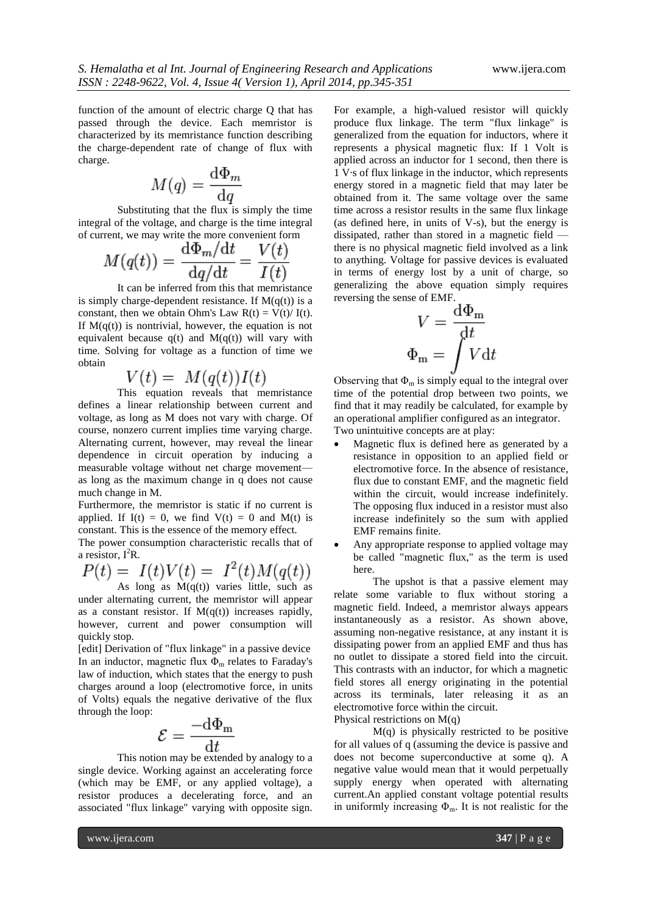function of the amount of electric charge Q that has passed through the device. Each memristor is characterized by its memristance function describing the charge-dependent rate of change of flux with charge.

$$M(q) = \frac{\mathrm{d}\Phi_m}{\mathrm{d}q}$$

Substituting that the flux is simply the time integral of the voltage, and charge is the time integral of current, we may write the more convenient form

$$M(q(t)) = \frac{\mathrm{d}\Phi_m/\mathrm{d}t}{\mathrm{d}q/\mathrm{d}t} = \frac{V(t)}{I(t)}$$

It can be inferred from this that memristance is simply charge-dependent resistance. If $M(q(t))$ is a constant, then we obtain Ohm's Law $R(t) = V(t)/ I(t)$. If $M(q(t))$ is nontrivial, however, the equation is not equivalent because $q(t)$ and $M(q(t))$ will vary with time. Solving for voltage as a function of time we obtain

$$V(t) = M(q(t))I(t)$$

This equation reveals that memristance defines a linear relationship between current and voltage, as long as M does not vary with charge. Of course, nonzero current implies time varying charge. Alternating current, however, may reveal the linear dependence in circuit operation by inducing a measurable voltage without net charge movement—as long as the maximum change in q does not cause much change in M.

Furthermore, the memristor is static if no current is applied. If $I(t) = 0$, we find $V(t) = 0$ and $M(t)$ is constant. This is the essence of the memory effect.

The power consumption characteristic recalls that of a resistor, $I^2R$.

$$P(t) = I(t)V(t) = I^2(t)M(q(t))$$

As long as $M(q(t))$ varies little, such as under alternating current, the memristor will appear as a constant resistor. If $M(q(t))$ increases rapidly, however, current and power consumption will quickly stop.

[edit] Derivation of "flux linkage" in a passive device

In an inductor, magnetic flux $\Phi_m$ relates to Faraday's law of induction, which states that the energy to push charges around a loop (electromotive force, in units of Volts) equals the negative derivative of the flux through the loop:

$$\mathcal{E} = \frac{-\mathrm{d}\Phi_\mathrm{m}}{\mathrm{d}t}$$

This notion may be extended by analogy to a single device. Working against an accelerating force (which may be EMF, or any applied voltage), a resistor produces a decelerating force, and an associated "flux linkage" varying with opposite sign. For example, a high-valued resistor will quickly produce flux linkage. The term "flux linkage" is generalized from the equation for inductors, where it represents a physical magnetic flux: If 1 Volt is applied across an inductor for 1 second, then there is 1 V·s of flux linkage in the inductor, which represents energy stored in a magnetic field that may later be obtained from it. The same voltage over the same time across a resistor results in the same flux linkage (as defined here, in units of V-s), but the energy is dissipated, rather than stored in a magnetic field — there is no physical magnetic field involved as a link to anything. Voltage for passive devices is evaluated in terms of energy lost by a unit of charge, so generalizing the above equation simply requires reversing the sense of EMF.

$$V = \frac{\mathrm{d}\Phi_\mathrm{m}}{\mathrm{d}t}$$

$$\Phi_\mathrm{m} = \int V \mathrm{d}t$$

Observing that $\Phi_m$ is simply equal to the integral over time of the potential drop between two points, we find that it may readily be calculated, for example by an operational amplifier configured as an integrator.

Two unintuitive concepts are at play:

- Magnetic flux is defined here as generated by a resistance in opposition to an applied field or electromotive force. In the absence of resistance, flux due to constant EMF, and the magnetic field within the circuit, would increase indefinitely. The opposing flux induced in a resistor must also increase indefinitely so the sum with applied EMF remains finite.
- Any appropriate response to applied voltage may be called "magnetic flux," as the term is used here.

The upshot is that a passive element may relate some variable to flux without storing a magnetic field. Indeed, a memristor always appears instantaneously as a resistor. As shown above, assuming non-negative resistance, at any instant it is dissipating power from an applied EMF and thus has no outlet to dissipate a stored field into the circuit. This contrasts with an inductor, for which a magnetic field stores all energy originating in the potential across its terminals, later releasing it as an electromotive force within the circuit.

Physical restrictions on M(q)

M(q) is physically restricted to be positive for all values of q (assuming the device is passive and does not become superconductive at some q). A negative value would mean that it would perpetually supply energy when operated with alternating current.An applied constant voltage potential results in uniformly increasing $\Phi_m$. It is not realistic for the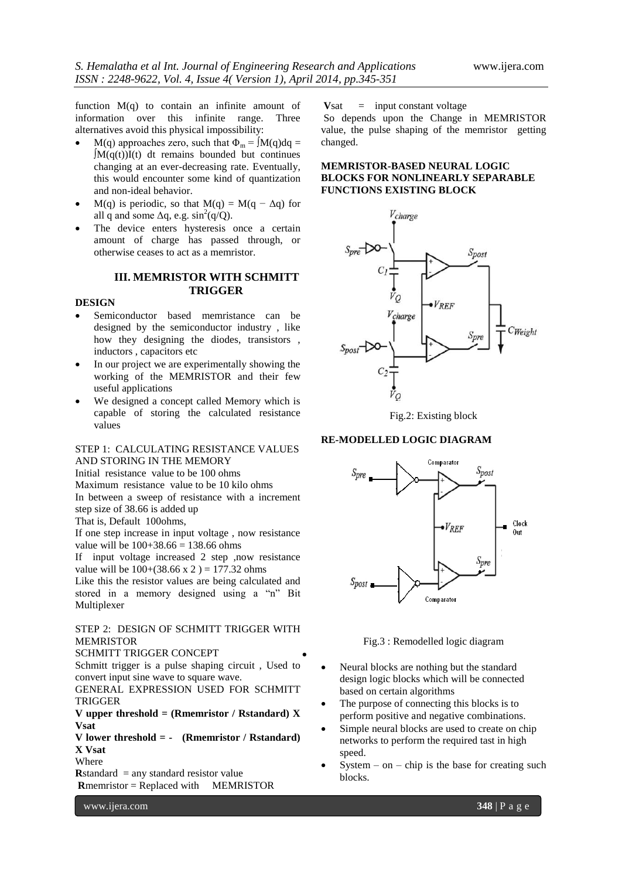function M(q) to contain an infinite amount of information over this infinite range. Three alternatives avoid this physical impossibility:

- M(q) approaches zero, such that $\Phi_m = \int M(q)dq = \int M(q(t))I(t)\,dt$ remains bounded but continues changing at an ever-decreasing rate. Eventually, this would encounter some kind of quantization and non-ideal behavior.
- M(q) is periodic, so that $M(q) = M(q - \Delta q)$ for all q and some $\Delta q$, e.g. $\sin^2(q/Q)$.
- The device enters hysteresis once a certain amount of charge has passed through, or otherwise ceases to act as a memristor.

## III. MEMRISTOR WITH SCHMITT TRIGGER

**DESIGN**

- Semiconductor based memristance can be designed by the semiconductor industry , like how they designing the diodes, transistors , inductors , capacitors etc
- In our project we are experimentally showing the working of the MEMRISTOR and their few useful applications
- We designed a concept called Memory which is capable of storing the calculated resistance values

STEP 1: CALCULATING RESISTANCE VALUES AND STORING IN THE MEMORY

Initial resistance value to be 100 ohms

Maximum resistance value to be 10 kilo ohms

In between a sweep of resistance with a increment step size of 38.66 is added up

That is, Default 100ohms,

If one step increase in input voltage , now resistance value will be 100+38.66 = 138.66 ohms

If input voltage increased 2 step ,now resistance value will be 100+(38.66 x 2 ) = 177.32 ohms

Like this the resistor values are being calculated and stored in a memory designed using a "n" Bit Multiplexer

STEP 2: DESIGN OF SCHMITT TRIGGER WITH MEMRISTOR

SCHMITT TRIGGER CONCEPT

Schmitt trigger is a pulse shaping circuit , Used to convert input sine wave to square wave.

GENERAL EXPRESSION USED FOR SCHMITT TRIGGER

**V upper threshold = (Rmemristor / Rstandard) X Vsat**

**V lower threshold = - (Rmemristor / Rstandard) X Vsat**

Where

**R**standard = any standard resistor value

**R**memristor = Replaced with MEMRISTOR

**V**sat = input constant voltage

So depends upon the Change in MEMRISTOR value, the pulse shaping of the memristor getting changed.

**MEMRISTOR-BASED NEURAL LOGIC BLOCKS FOR NONLINEARLY SEPARABLE FUNCTIONS EXISTING BLOCK**

Fig.2: Existing block

**RE-MODELLED LOGIC DIAGRAM**

Fig.3 : Remodelled logic diagram

- Neural blocks are nothing but the standard design logic blocks which will be connected based on certain algorithms
- The purpose of connecting this blocks is to perform positive and negative combinations.
- Simple neural blocks are used to create on chip networks to perform the required tast in high speed.
- System – on – chip is the base for creating such blocks.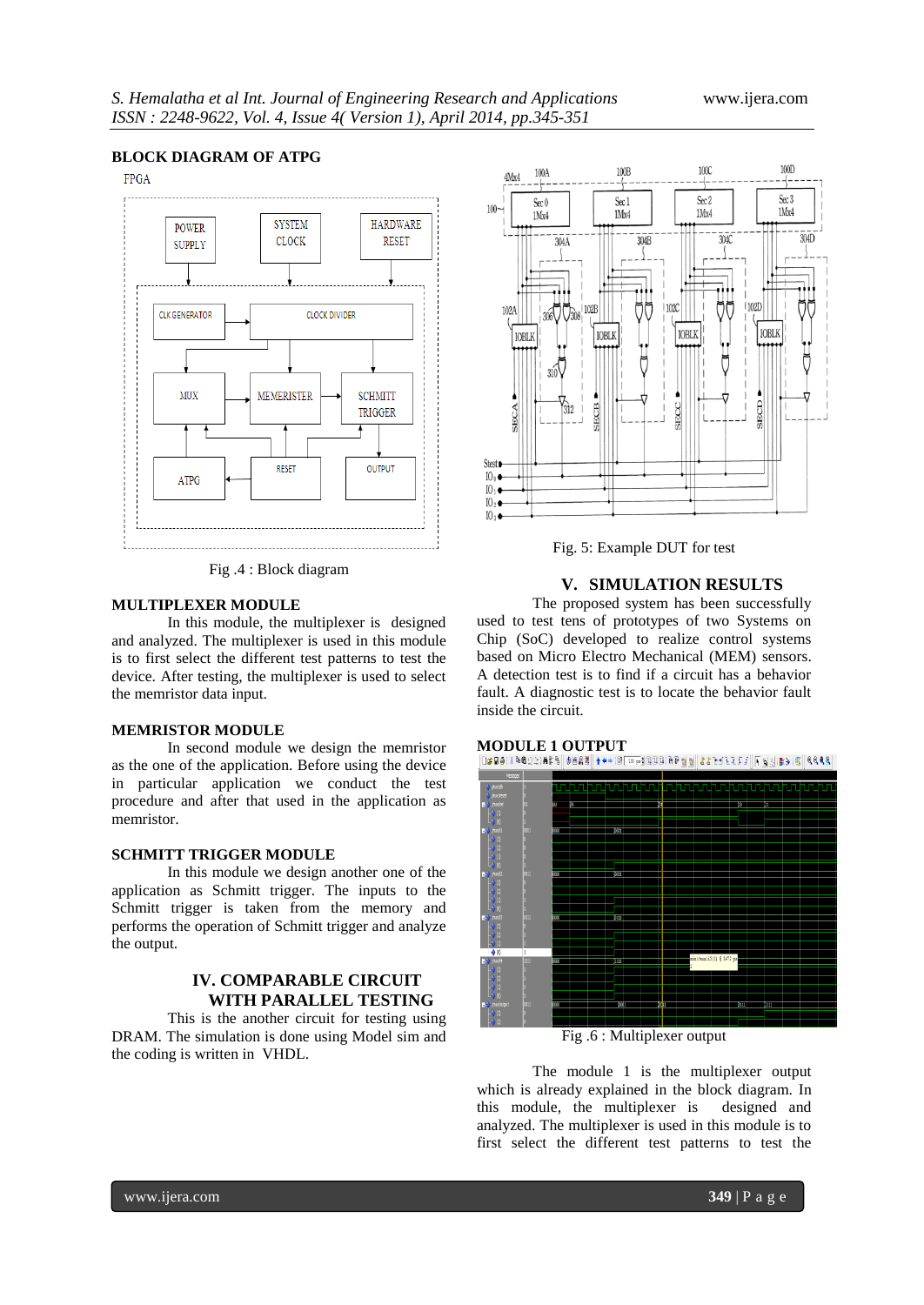## BLOCK DIAGRAM OF ATPG

Fig .4 : Block diagram

### MULTIPLEXER MODULE

In this module, the multiplexer is designed and analyzed. The multiplexer is used in this module is to first select the different test patterns to test the device. After testing, the multiplexer is used to select the memristor data input.

### MEMRISTOR MODULE

In second module we design the memristor as the one of the application. Before using the device in particular application we conduct the test procedure and after that used in the application as memristor.

### SCHMITT TRIGGER MODULE

In this module we design another one of the application as Schmitt trigger. The inputs to the Schmitt trigger is taken from the memory and performs the operation of Schmitt trigger and analyze the output.

## IV. COMPARABLE CIRCUIT WITH PARALLEL TESTING

This is the another circuit for testing using DRAM. The simulation is done using Model sim and the coding is written in VHDL.

Fig. 5: Example DUT for test

## V. SIMULATION RESULTS

The proposed system has been successfully used to test tens of prototypes of two Systems on Chip (SoC) developed to realize control systems based on Micro Electro Mechanical (MEM) sensors. A detection test is to find if a circuit has a behavior fault. A diagnostic test is to locate the behavior fault inside the circuit.

### MODULE 1 OUTPUT

Fig .6 : Multiplexer output

The module 1 is the multiplexer output which is already explained in the block diagram. In this module, the multiplexer is designed and analyzed. The multiplexer is used in this module is to first select the different test patterns to test the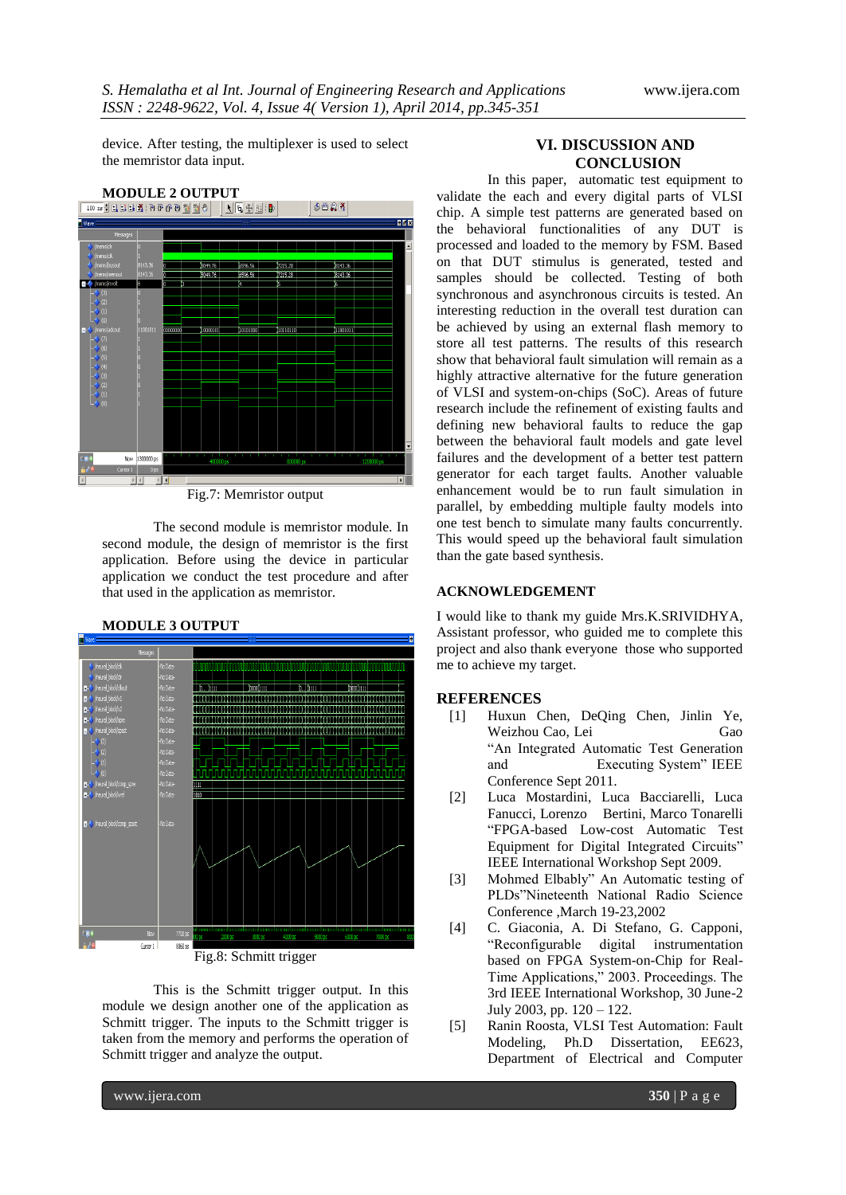device. After testing, the multiplexer is used to select the memristor data input.

**MODULE 2 OUTPUT**

Fig.7: Memristor output

The second module is memristor module. In second module, the design of memristor is the first application. Before using the device in particular application we conduct the test procedure and after that used in the application as memristor.

**MODULE 3 OUTPUT**

Fig.8: Schmitt trigger

This is the Schmitt trigger output. In this module we design another one of the application as Schmitt trigger. The inputs to the Schmitt trigger is taken from the memory and performs the operation of Schmitt trigger and analyze the output.

## VI. DISCUSSION AND CONCLUSION

In this paper, automatic test equipment to validate the each and every digital parts of VLSI chip. A simple test patterns are generated based on the behavioral functionalities of any DUT is processed and loaded to the memory by FSM. Based on that DUT stimulus is generated, tested and samples should be collected. Testing of both synchronous and asynchronous circuits is tested. An interesting reduction in the overall test duration can be achieved by using an external flash memory to store all test patterns. The results of this research show that behavioral fault simulation will remain as a highly attractive alternative for the future generation of VLSI and system-on-chips (SoC). Areas of future research include the refinement of existing faults and defining new behavioral faults to reduce the gap between the behavioral fault models and gate level failures and the development of a better test pattern generator for each target faults. Another valuable enhancement would be to run fault simulation in parallel, by embedding multiple faulty models into one test bench to simulate many faults concurrently. This would speed up the behavioral fault simulation than the gate based synthesis.

## ACKNOWLEDGEMENT

I would like to thank my guide Mrs.K.SRIVIDHYA, Assistant professor, who guided me to complete this project and also thank everyone those who supported me to achieve my target.

## REFERENCES

[1] Huxun Chen, DeQing Chen, Jinlin Ye, Weizhou Cao, Lei Gao "An Integrated Automatic Test Generation and Executing System" IEEE Conference Sept 2011.

[2] Luca Mostardini, Luca Bacciarelli, Luca Fanucci, Lorenzo Bertini, Marco Tonarelli "FPGA-based Low-cost Automatic Test Equipment for Digital Integrated Circuits" IEEE International Workshop Sept 2009.

[3] Mohmed Elbably" An Automatic testing of PLDs"Nineteenth National Radio Science Conference ,March 19-23,2002

[4] C. Giaconia, A. Di Stefano, G. Capponi, "Reconfigurable digital instrumentation based on FPGA System-on-Chip for Real-Time Applications," 2003. Proceedings. The 3rd IEEE International Workshop, 30 June-2 July 2003, pp. 120 – 122.

[5] Ranin Roosta, VLSI Test Automation: Fault Modeling, Ph.D Dissertation, EE623, Department of Electrical and Computer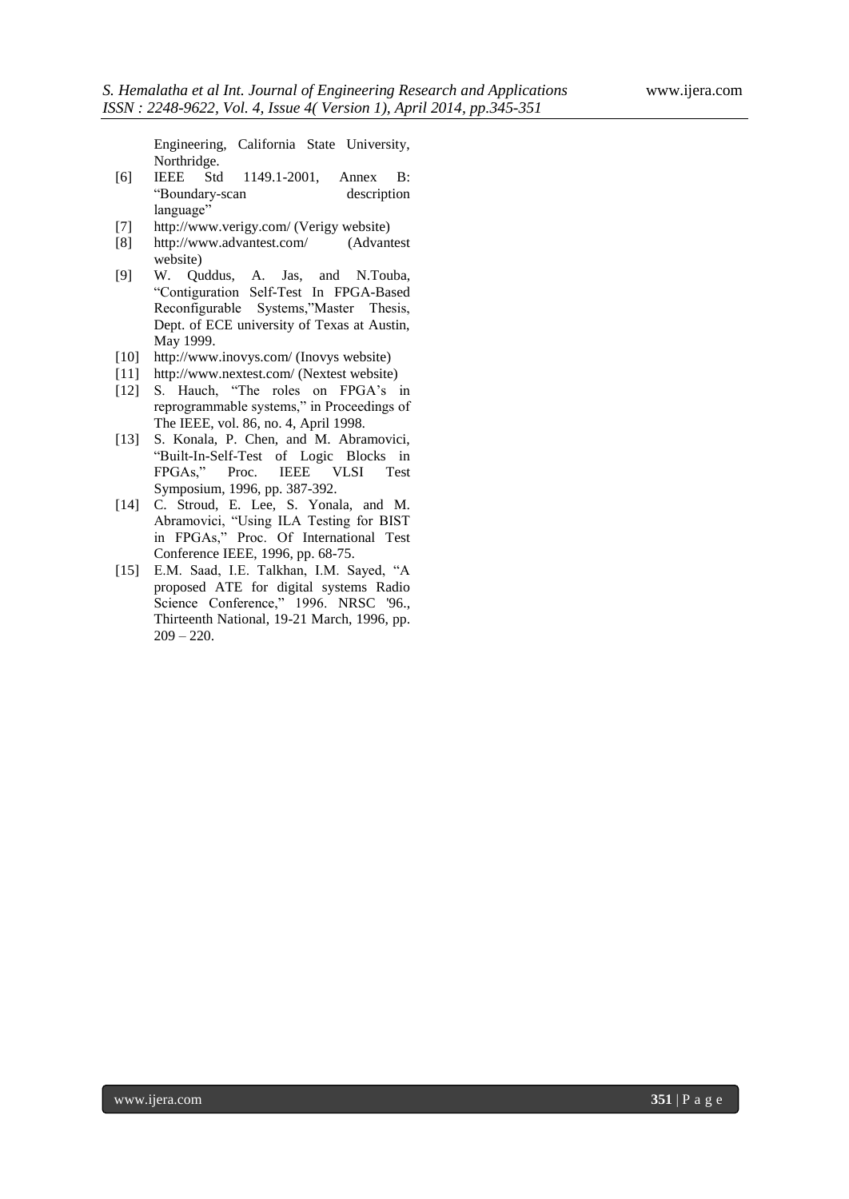Engineering, California State University, Northridge.

[6] IEEE Std 1149.1-2001, Annex B: "Boundary-scan description language"

[7] http://www.verigy.com/ (Verigy website)

[8] http://www.advantest.com/ (Advantest website)

[9] W. Quddus, A. Jas, and N.Touba, "Contiguration Self-Test In FPGA-Based Reconfigurable Systems,"Master Thesis, Dept. of ECE university of Texas at Austin, May 1999.

[10] http://www.inovys.com/ (Inovys website)

[11] http://www.nextest.com/ (Nextest website)

[12] S. Hauch, "The roles on FPGA's in reprogrammable systems," in Proceedings of The IEEE, vol. 86, no. 4, April 1998.

[13] S. Konala, P. Chen, and M. Abramovici, "Built-In-Self-Test of Logic Blocks in FPGAs," Proc. IEEE VLSI Test Symposium, 1996, pp. 387-392.

[14] C. Stroud, E. Lee, S. Yonala, and M. Abramovici, "Using ILA Testing for BIST in FPGAs," Proc. Of International Test Conference IEEE, 1996, pp. 68-75.

[15] E.M. Saad, I.E. Talkhan, I.M. Sayed, "A proposed ATE for digital systems Radio Science Conference," 1996. NRSC '96., Thirteenth National, 19-21 March, 1996, pp. 209 – 220.